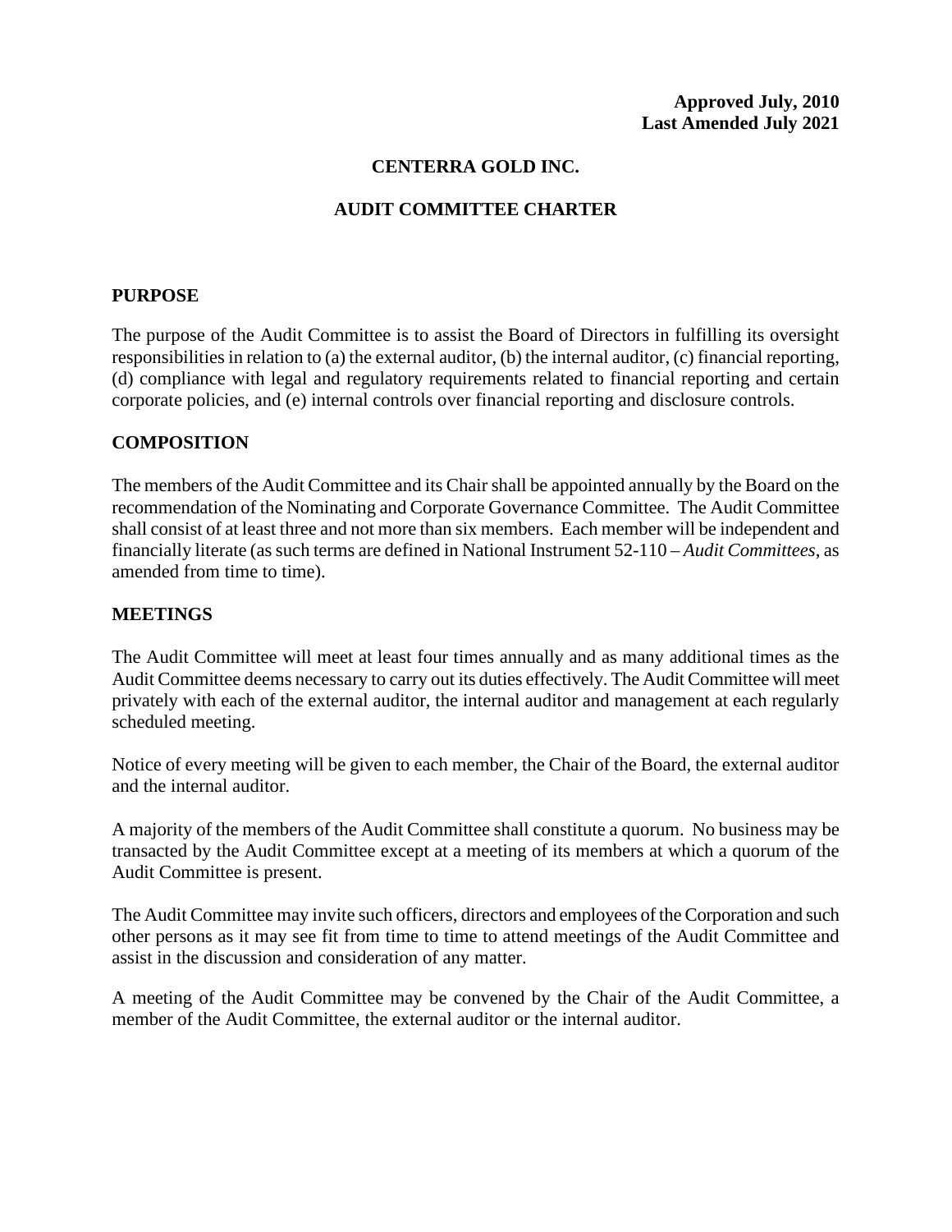**Approved July, 2010**
**Last Amended July 2021**

# CENTERRA GOLD INC.

# AUDIT COMMITTEE CHARTER

## PURPOSE

The purpose of the Audit Committee is to assist the Board of Directors in fulfilling its oversight responsibilities in relation to (a) the external auditor, (b) the internal auditor, (c) financial reporting, (d) compliance with legal and regulatory requirements related to financial reporting and certain corporate policies, and (e) internal controls over financial reporting and disclosure controls.

## COMPOSITION

The members of the Audit Committee and its Chair shall be appointed annually by the Board on the recommendation of the Nominating and Corporate Governance Committee. The Audit Committee shall consist of at least three and not more than six members. Each member will be independent and financially literate (as such terms are defined in National Instrument 52-110 – *Audit Committees*, as amended from time to time).

## MEETINGS

The Audit Committee will meet at least four times annually and as many additional times as the Audit Committee deems necessary to carry out its duties effectively. The Audit Committee will meet privately with each of the external auditor, the internal auditor and management at each regularly scheduled meeting.

Notice of every meeting will be given to each member, the Chair of the Board, the external auditor and the internal auditor.

A majority of the members of the Audit Committee shall constitute a quorum. No business may be transacted by the Audit Committee except at a meeting of its members at which a quorum of the Audit Committee is present.

The Audit Committee may invite such officers, directors and employees of the Corporation and such other persons as it may see fit from time to time to attend meetings of the Audit Committee and assist in the discussion and consideration of any matter.

A meeting of the Audit Committee may be convened by the Chair of the Audit Committee, a member of the Audit Committee, the external auditor or the internal auditor.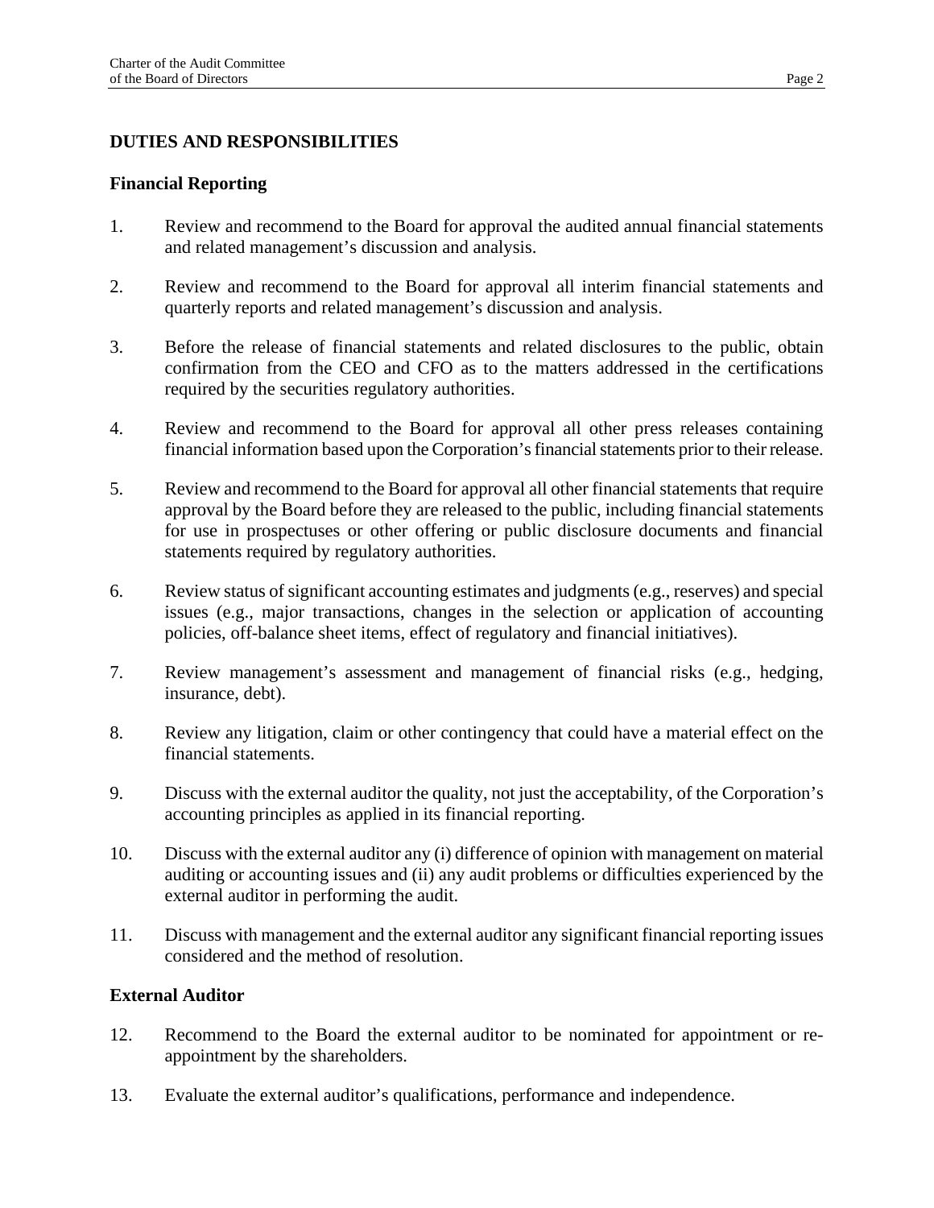## DUTIES AND RESPONSIBILITIES

### Financial Reporting

1. Review and recommend to the Board for approval the audited annual financial statements and related management's discussion and analysis.

2. Review and recommend to the Board for approval all interim financial statements and quarterly reports and related management's discussion and analysis.

3. Before the release of financial statements and related disclosures to the public, obtain confirmation from the CEO and CFO as to the matters addressed in the certifications required by the securities regulatory authorities.

4. Review and recommend to the Board for approval all other press releases containing financial information based upon the Corporation's financial statements prior to their release.

5. Review and recommend to the Board for approval all other financial statements that require approval by the Board before they are released to the public, including financial statements for use in prospectuses or other offering or public disclosure documents and financial statements required by regulatory authorities.

6. Review status of significant accounting estimates and judgments (e.g., reserves) and special issues (e.g., major transactions, changes in the selection or application of accounting policies, off-balance sheet items, effect of regulatory and financial initiatives).

7. Review management's assessment and management of financial risks (e.g., hedging, insurance, debt).

8. Review any litigation, claim or other contingency that could have a material effect on the financial statements.

9. Discuss with the external auditor the quality, not just the acceptability, of the Corporation's accounting principles as applied in its financial reporting.

10. Discuss with the external auditor any (i) difference of opinion with management on material auditing or accounting issues and (ii) any audit problems or difficulties experienced by the external auditor in performing the audit.

11. Discuss with management and the external auditor any significant financial reporting issues considered and the method of resolution.

### External Auditor

12. Recommend to the Board the external auditor to be nominated for appointment or re-appointment by the shareholders.

13. Evaluate the external auditor's qualifications, performance and independence.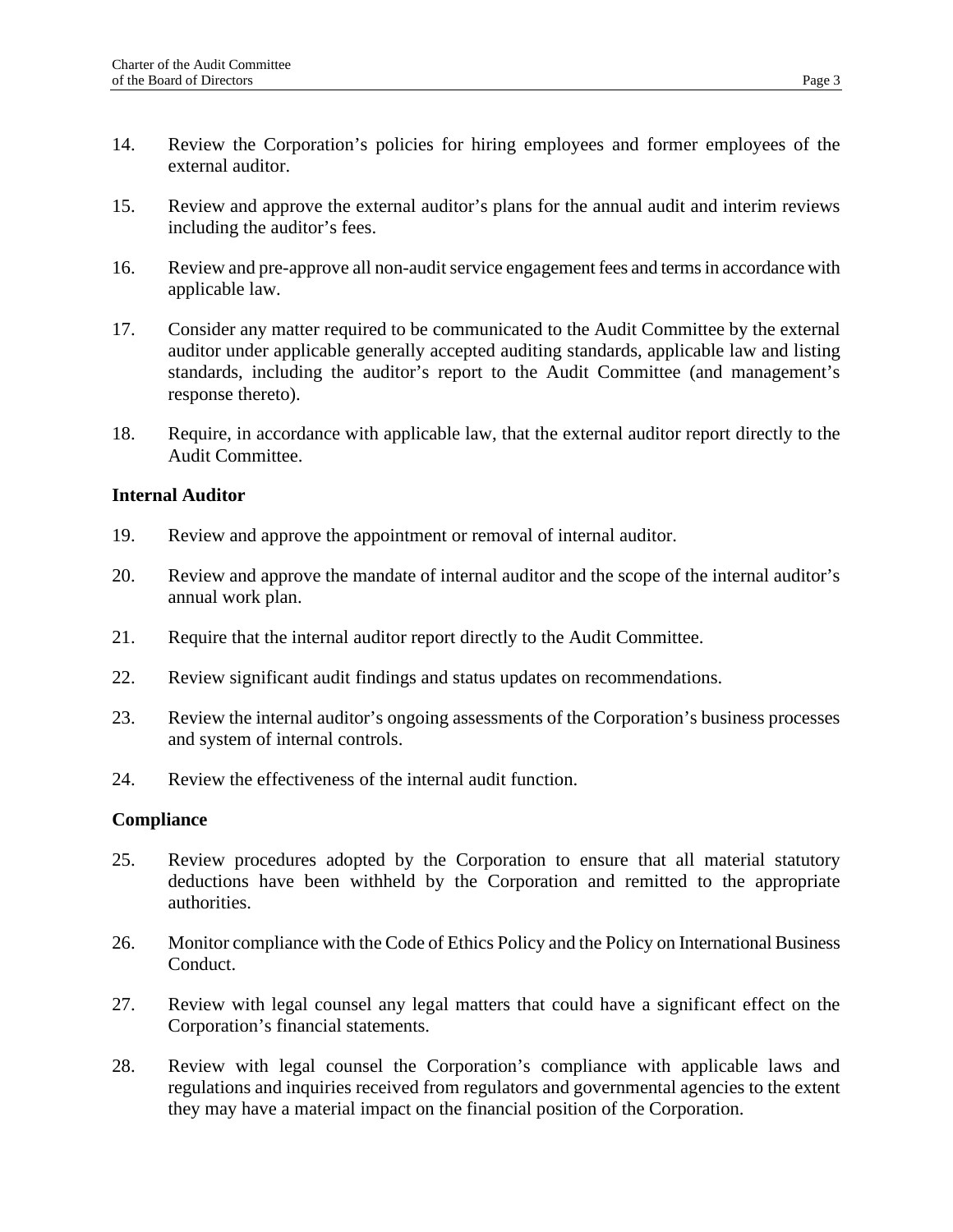14. Review the Corporation's policies for hiring employees and former employees of the external auditor.

15. Review and approve the external auditor's plans for the annual audit and interim reviews including the auditor's fees.

16. Review and pre-approve all non-audit service engagement fees and terms in accordance with applicable law.

17. Consider any matter required to be communicated to the Audit Committee by the external auditor under applicable generally accepted auditing standards, applicable law and listing standards, including the auditor's report to the Audit Committee (and management's response thereto).

18. Require, in accordance with applicable law, that the external auditor report directly to the Audit Committee.

**Internal Auditor**

19. Review and approve the appointment or removal of internal auditor.

20. Review and approve the mandate of internal auditor and the scope of the internal auditor's annual work plan.

21. Require that the internal auditor report directly to the Audit Committee.

22. Review significant audit findings and status updates on recommendations.

23. Review the internal auditor's ongoing assessments of the Corporation's business processes and system of internal controls.

24. Review the effectiveness of the internal audit function.

**Compliance**

25. Review procedures adopted by the Corporation to ensure that all material statutory deductions have been withheld by the Corporation and remitted to the appropriate authorities.

26. Monitor compliance with the Code of Ethics Policy and the Policy on International Business Conduct.

27. Review with legal counsel any legal matters that could have a significant effect on the Corporation's financial statements.

28. Review with legal counsel the Corporation's compliance with applicable laws and regulations and inquiries received from regulators and governmental agencies to the extent they may have a material impact on the financial position of the Corporation.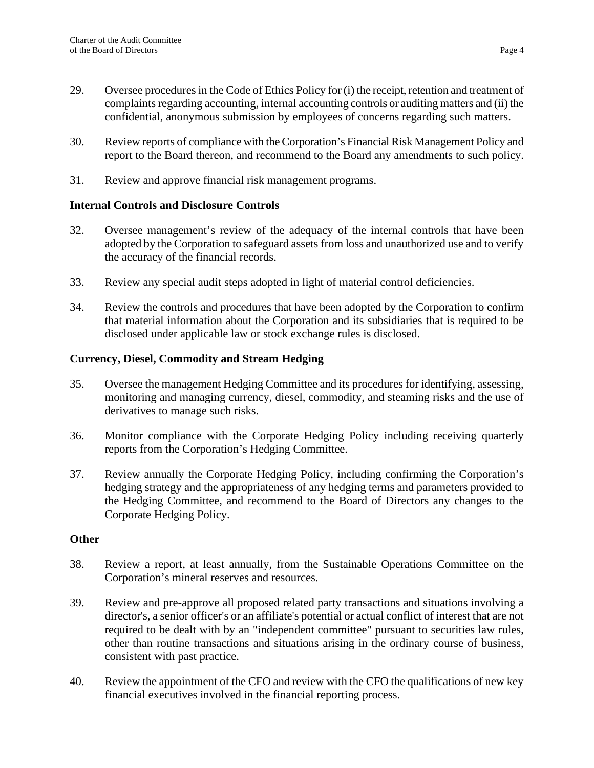29. Oversee procedures in the Code of Ethics Policy for (i) the receipt, retention and treatment of complaints regarding accounting, internal accounting controls or auditing matters and (ii) the confidential, anonymous submission by employees of concerns regarding such matters.

30. Review reports of compliance with the Corporation's Financial Risk Management Policy and report to the Board thereon, and recommend to the Board any amendments to such policy.

31. Review and approve financial risk management programs.

**Internal Controls and Disclosure Controls**

32. Oversee management's review of the adequacy of the internal controls that have been adopted by the Corporation to safeguard assets from loss and unauthorized use and to verify the accuracy of the financial records.

33. Review any special audit steps adopted in light of material control deficiencies.

34. Review the controls and procedures that have been adopted by the Corporation to confirm that material information about the Corporation and its subsidiaries that is required to be disclosed under applicable law or stock exchange rules is disclosed.

**Currency, Diesel, Commodity and Stream Hedging**

35. Oversee the management Hedging Committee and its procedures for identifying, assessing, monitoring and managing currency, diesel, commodity, and steaming risks and the use of derivatives to manage such risks.

36. Monitor compliance with the Corporate Hedging Policy including receiving quarterly reports from the Corporation's Hedging Committee.

37. Review annually the Corporate Hedging Policy, including confirming the Corporation's hedging strategy and the appropriateness of any hedging terms and parameters provided to the Hedging Committee, and recommend to the Board of Directors any changes to the Corporate Hedging Policy.

**Other**

38. Review a report, at least annually, from the Sustainable Operations Committee on the Corporation's mineral reserves and resources.

39. Review and pre-approve all proposed related party transactions and situations involving a director's, a senior officer's or an affiliate's potential or actual conflict of interest that are not required to be dealt with by an "independent committee" pursuant to securities law rules, other than routine transactions and situations arising in the ordinary course of business, consistent with past practice.

40. Review the appointment of the CFO and review with the CFO the qualifications of new key financial executives involved in the financial reporting process.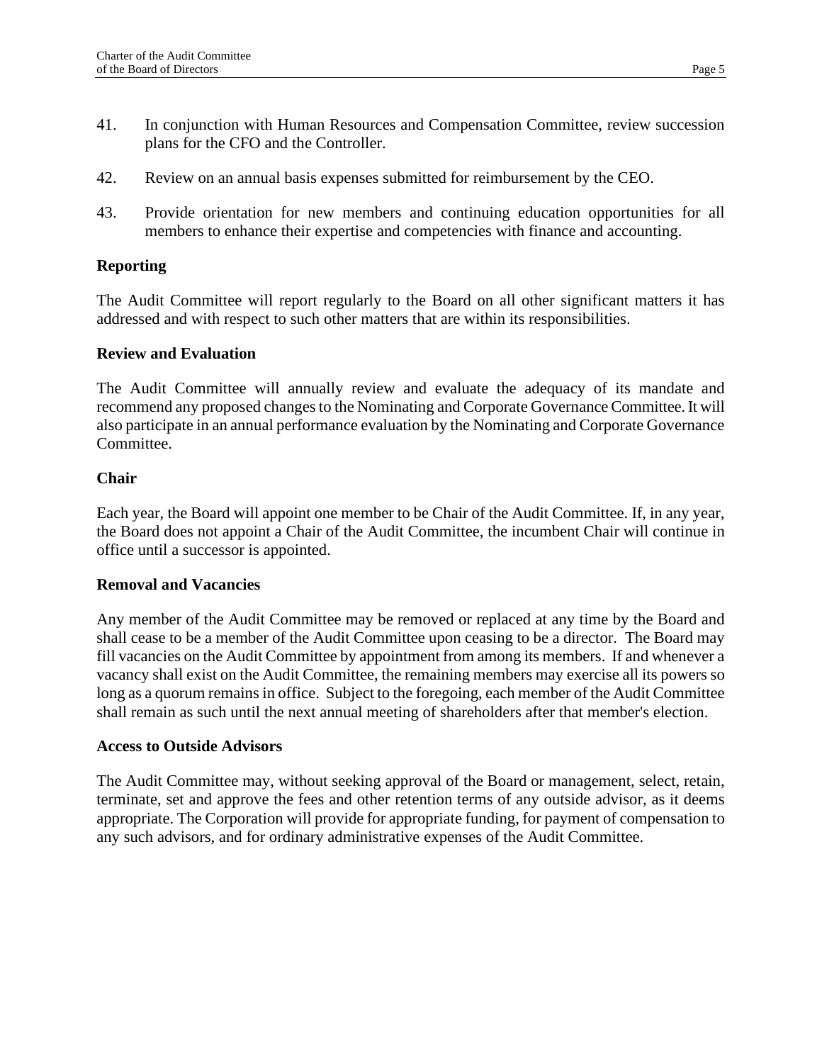41. In conjunction with Human Resources and Compensation Committee, review succession plans for the CFO and the Controller.

42. Review on an annual basis expenses submitted for reimbursement by the CEO.

43. Provide orientation for new members and continuing education opportunities for all members to enhance their expertise and competencies with finance and accounting.

**Reporting**

The Audit Committee will report regularly to the Board on all other significant matters it has addressed and with respect to such other matters that are within its responsibilities.

**Review and Evaluation**

The Audit Committee will annually review and evaluate the adequacy of its mandate and recommend any proposed changes to the Nominating and Corporate Governance Committee. It will also participate in an annual performance evaluation by the Nominating and Corporate Governance Committee.

**Chair**

Each year, the Board will appoint one member to be Chair of the Audit Committee. If, in any year, the Board does not appoint a Chair of the Audit Committee, the incumbent Chair will continue in office until a successor is appointed.

**Removal and Vacancies**

Any member of the Audit Committee may be removed or replaced at any time by the Board and shall cease to be a member of the Audit Committee upon ceasing to be a director. The Board may fill vacancies on the Audit Committee by appointment from among its members. If and whenever a vacancy shall exist on the Audit Committee, the remaining members may exercise all its powers so long as a quorum remains in office. Subject to the foregoing, each member of the Audit Committee shall remain as such until the next annual meeting of shareholders after that member's election.

**Access to Outside Advisors**

The Audit Committee may, without seeking approval of the Board or management, select, retain, terminate, set and approve the fees and other retention terms of any outside advisor, as it deems appropriate. The Corporation will provide for appropriate funding, for payment of compensation to any such advisors, and for ordinary administrative expenses of the Audit Committee.